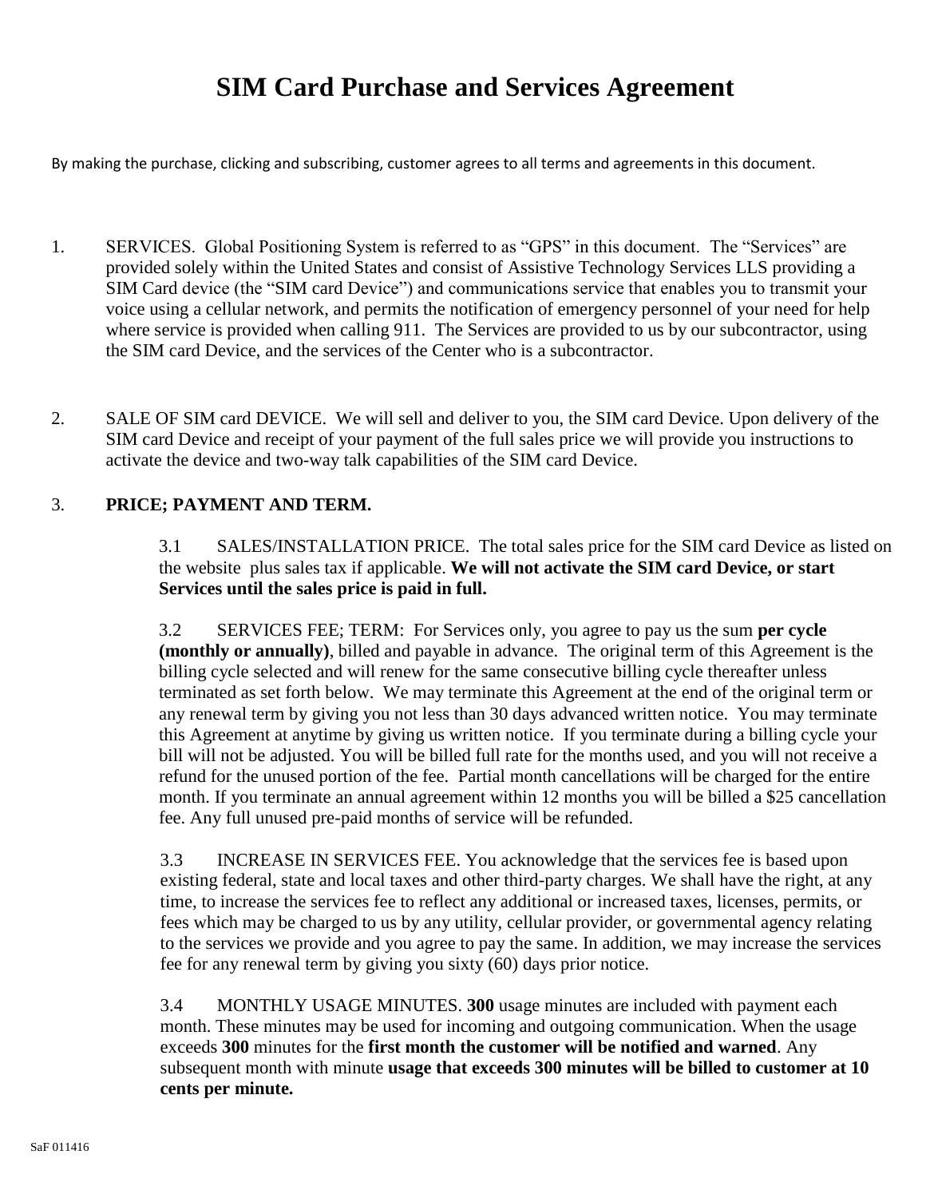# SIM Card Purchase and Services Agreement

By making the purchase, clicking and subscribing, customer agrees to all terms and agreements in this document.

1. SERVICES. Global Positioning System is referred to as "GPS" in this document. The "Services" are provided solely within the United States and consist of Assistive Technology Services LLS providing a SIM Card device (the "SIM card Device") and communications service that enables you to transmit your voice using a cellular network, and permits the notification of emergency personnel of your need for help where service is provided when calling 911. The Services are provided to us by our subcontractor, using the SIM card Device, and the services of the Center who is a subcontractor.

2. SALE OF SIM card DEVICE. We will sell and deliver to you, the SIM card Device. Upon delivery of the SIM card Device and receipt of your payment of the full sales price we will provide you instructions to activate the device and two-way talk capabilities of the SIM card Device.

3. **PRICE; PAYMENT AND TERM.**

   3.1 SALES/INSTALLATION PRICE. The total sales price for the SIM card Device as listed on the website plus sales tax if applicable. **We will not activate the SIM card Device, or start Services until the sales price is paid in full.**

   3.2 SERVICES FEE; TERM: For Services only, you agree to pay us the sum **per cycle (monthly or annually)**, billed and payable in advance. The original term of this Agreement is the billing cycle selected and will renew for the same consecutive billing cycle thereafter unless terminated as set forth below. We may terminate this Agreement at the end of the original term or any renewal term by giving you not less than 30 days advanced written notice. You may terminate this Agreement at anytime by giving us written notice. If you terminate during a billing cycle your bill will not be adjusted. You will be billed full rate for the months used, and you will not receive a refund for the unused portion of the fee. Partial month cancellations will be charged for the entire month. If you terminate an annual agreement within 12 months you will be billed a $25 cancellation fee. Any full unused pre-paid months of service will be refunded.

   3.3 INCREASE IN SERVICES FEE. You acknowledge that the services fee is based upon existing federal, state and local taxes and other third-party charges. We shall have the right, at any time, to increase the services fee to reflect any additional or increased taxes, licenses, permits, or fees which may be charged to us by any utility, cellular provider, or governmental agency relating to the services we provide and you agree to pay the same. In addition, we may increase the services fee for any renewal term by giving you sixty (60) days prior notice.

   3.4 MONTHLY USAGE MINUTES. **300** usage minutes are included with payment each month. These minutes may be used for incoming and outgoing communication. When the usage exceeds **300** minutes for the **first month the customer will be notified and warned**. Any subsequent month with minute **usage that exceeds 300 minutes will be billed to customer at 10 cents per minute.**

SaF 011416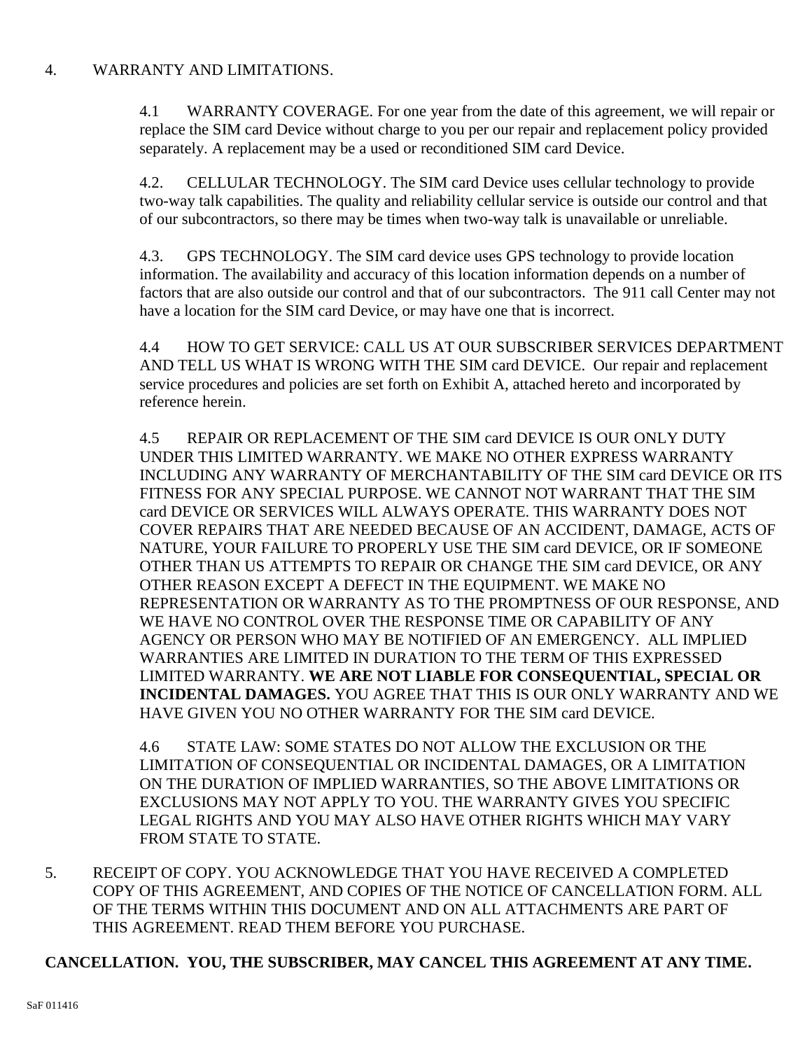4. WARRANTY AND LIMITATIONS.

4.1 WARRANTY COVERAGE. For one year from the date of this agreement, we will repair or replace the SIM card Device without charge to you per our repair and replacement policy provided separately. A replacement may be a used or reconditioned SIM card Device.

4.2. CELLULAR TECHNOLOGY. The SIM card Device uses cellular technology to provide two-way talk capabilities. The quality and reliability cellular service is outside our control and that of our subcontractors, so there may be times when two-way talk is unavailable or unreliable.

4.3. GPS TECHNOLOGY. The SIM card device uses GPS technology to provide location information. The availability and accuracy of this location information depends on a number of factors that are also outside our control and that of our subcontractors. The 911 call Center may not have a location for the SIM card Device, or may have one that is incorrect.

4.4 HOW TO GET SERVICE: CALL US AT OUR SUBSCRIBER SERVICES DEPARTMENT AND TELL US WHAT IS WRONG WITH THE SIM card DEVICE. Our repair and replacement service procedures and policies are set forth on Exhibit A, attached hereto and incorporated by reference herein.

4.5 REPAIR OR REPLACEMENT OF THE SIM card DEVICE IS OUR ONLY DUTY UNDER THIS LIMITED WARRANTY. WE MAKE NO OTHER EXPRESS WARRANTY INCLUDING ANY WARRANTY OF MERCHANTABILITY OF THE SIM card DEVICE OR ITS FITNESS FOR ANY SPECIAL PURPOSE. WE CANNOT NOT WARRANT THAT THE SIM card DEVICE OR SERVICES WILL ALWAYS OPERATE. THIS WARRANTY DOES NOT COVER REPAIRS THAT ARE NEEDED BECAUSE OF AN ACCIDENT, DAMAGE, ACTS OF NATURE, YOUR FAILURE TO PROPERLY USE THE SIM card DEVICE, OR IF SOMEONE OTHER THAN US ATTEMPTS TO REPAIR OR CHANGE THE SIM card DEVICE, OR ANY OTHER REASON EXCEPT A DEFECT IN THE EQUIPMENT. WE MAKE NO REPRESENTATION OR WARRANTY AS TO THE PROMPTNESS OF OUR RESPONSE, AND WE HAVE NO CONTROL OVER THE RESPONSE TIME OR CAPABILITY OF ANY AGENCY OR PERSON WHO MAY BE NOTIFIED OF AN EMERGENCY. ALL IMPLIED WARRANTIES ARE LIMITED IN DURATION TO THE TERM OF THIS EXPRESSED LIMITED WARRANTY. **WE ARE NOT LIABLE FOR CONSEQUENTIAL, SPECIAL OR INCIDENTAL DAMAGES.** YOU AGREE THAT THIS IS OUR ONLY WARRANTY AND WE HAVE GIVEN YOU NO OTHER WARRANTY FOR THE SIM card DEVICE.

4.6 STATE LAW: SOME STATES DO NOT ALLOW THE EXCLUSION OR THE LIMITATION OF CONSEQUENTIAL OR INCIDENTAL DAMAGES, OR A LIMITATION ON THE DURATION OF IMPLIED WARRANTIES, SO THE ABOVE LIMITATIONS OR EXCLUSIONS MAY NOT APPLY TO YOU. THE WARRANTY GIVES YOU SPECIFIC LEGAL RIGHTS AND YOU MAY ALSO HAVE OTHER RIGHTS WHICH MAY VARY FROM STATE TO STATE.

5. RECEIPT OF COPY. YOU ACKNOWLEDGE THAT YOU HAVE RECEIVED A COMPLETED COPY OF THIS AGREEMENT, AND COPIES OF THE NOTICE OF CANCELLATION FORM. ALL OF THE TERMS WITHIN THIS DOCUMENT AND ON ALL ATTACHMENTS ARE PART OF THIS AGREEMENT. READ THEM BEFORE YOU PURCHASE.

**CANCELLATION. YOU, THE SUBSCRIBER, MAY CANCEL THIS AGREEMENT AT ANY TIME.**

SaF 011416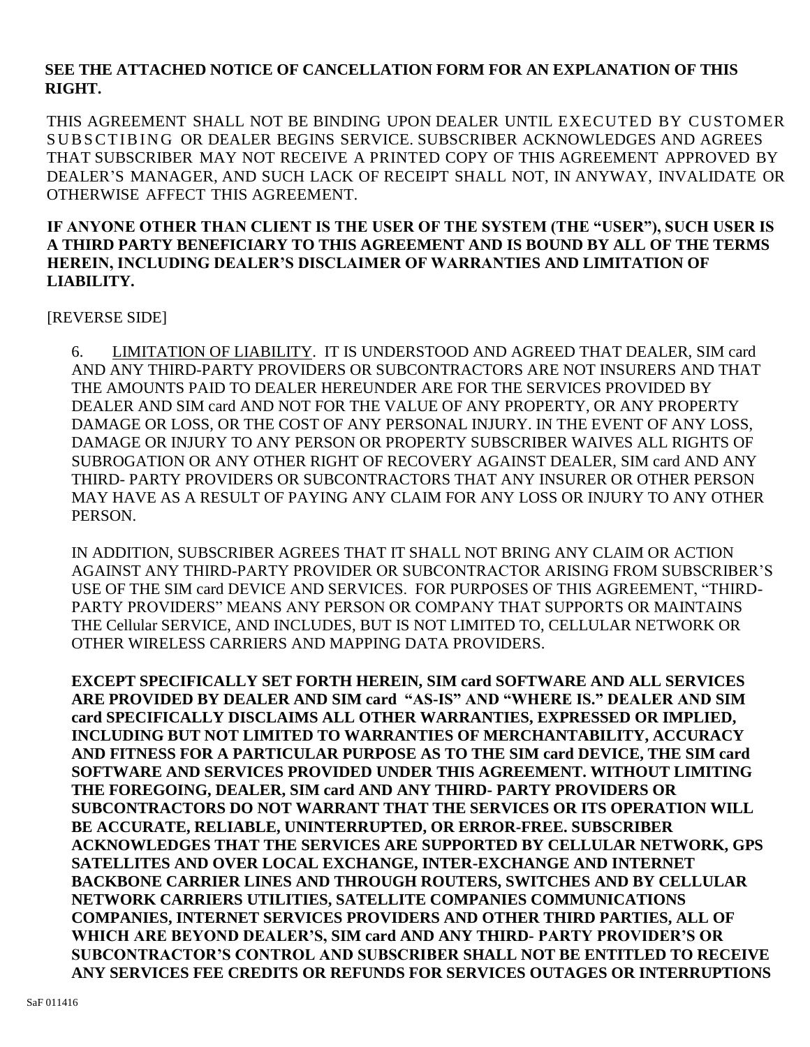**SEE THE ATTACHED NOTICE OF CANCELLATION FORM FOR AN EXPLANATION OF THIS RIGHT.**

THIS AGREEMENT SHALL NOT BE BINDING UPON DEALER UNTIL EXECUTED BY CUSTOMER SUBSCTIBING OR DEALER BEGINS SERVICE. SUBSCRIBER ACKNOWLEDGES AND AGREES THAT SUBSCRIBER MAY NOT RECEIVE A PRINTED COPY OF THIS AGREEMENT APPROVED BY DEALER'S MANAGER, AND SUCH LACK OF RECEIPT SHALL NOT, IN ANYWAY, INVALIDATE OR OTHERWISE AFFECT THIS AGREEMENT.

**IF ANYONE OTHER THAN CLIENT IS THE USER OF THE SYSTEM (THE "USER"), SUCH USER IS A THIRD PARTY BENEFICIARY TO THIS AGREEMENT AND IS BOUND BY ALL OF THE TERMS HEREIN, INCLUDING DEALER'S DISCLAIMER OF WARRANTIES AND LIMITATION OF LIABILITY.**

[REVERSE SIDE]

6. LIMITATION OF LIABILITY. IT IS UNDERSTOOD AND AGREED THAT DEALER, SIM card AND ANY THIRD-PARTY PROVIDERS OR SUBCONTRACTORS ARE NOT INSURERS AND THAT THE AMOUNTS PAID TO DEALER HEREUNDER ARE FOR THE SERVICES PROVIDED BY DEALER AND SIM card AND NOT FOR THE VALUE OF ANY PROPERTY, OR ANY PROPERTY DAMAGE OR LOSS, OR THE COST OF ANY PERSONAL INJURY. IN THE EVENT OF ANY LOSS, DAMAGE OR INJURY TO ANY PERSON OR PROPERTY SUBSCRIBER WAIVES ALL RIGHTS OF SUBROGATION OR ANY OTHER RIGHT OF RECOVERY AGAINST DEALER, SIM card AND ANY THIRD- PARTY PROVIDERS OR SUBCONTRACTORS THAT ANY INSURER OR OTHER PERSON MAY HAVE AS A RESULT OF PAYING ANY CLAIM FOR ANY LOSS OR INJURY TO ANY OTHER PERSON.

IN ADDITION, SUBSCRIBER AGREES THAT IT SHALL NOT BRING ANY CLAIM OR ACTION AGAINST ANY THIRD-PARTY PROVIDER OR SUBCONTRACTOR ARISING FROM SUBSCRIBER'S USE OF THE SIM card DEVICE AND SERVICES. FOR PURPOSES OF THIS AGREEMENT, "THIRD-PARTY PROVIDERS" MEANS ANY PERSON OR COMPANY THAT SUPPORTS OR MAINTAINS THE Cellular SERVICE, AND INCLUDES, BUT IS NOT LIMITED TO, CELLULAR NETWORK OR OTHER WIRELESS CARRIERS AND MAPPING DATA PROVIDERS.

**EXCEPT SPECIFICALLY SET FORTH HEREIN, SIM card SOFTWARE AND ALL SERVICES ARE PROVIDED BY DEALER AND SIM card "AS-IS" AND "WHERE IS." DEALER AND SIM card SPECIFICALLY DISCLAIMS ALL OTHER WARRANTIES, EXPRESSED OR IMPLIED, INCLUDING BUT NOT LIMITED TO WARRANTIES OF MERCHANTABILITY, ACCURACY AND FITNESS FOR A PARTICULAR PURPOSE AS TO THE SIM card DEVICE, THE SIM card SOFTWARE AND SERVICES PROVIDED UNDER THIS AGREEMENT. WITHOUT LIMITING THE FOREGOING, DEALER, SIM card AND ANY THIRD- PARTY PROVIDERS OR SUBCONTRACTORS DO NOT WARRANT THAT THE SERVICES OR ITS OPERATION WILL BE ACCURATE, RELIABLE, UNINTERRUPTED, OR ERROR-FREE. SUBSCRIBER ACKNOWLEDGES THAT THE SERVICES ARE SUPPORTED BY CELLULAR NETWORK, GPS SATELLITES AND OVER LOCAL EXCHANGE, INTER-EXCHANGE AND INTERNET BACKBONE CARRIER LINES AND THROUGH ROUTERS, SWITCHES AND BY CELLULAR NETWORK CARRIERS UTILITIES, SATELLITE COMPANIES COMMUNICATIONS COMPANIES, INTERNET SERVICES PROVIDERS AND OTHER THIRD PARTIES, ALL OF WHICH ARE BEYOND DEALER'S, SIM card AND ANY THIRD- PARTY PROVIDER'S OR SUBCONTRACTOR'S CONTROL AND SUBSCRIBER SHALL NOT BE ENTITLED TO RECEIVE ANY SERVICES FEE CREDITS OR REFUNDS FOR SERVICES OUTAGES OR INTERRUPTIONS**

SaF 011416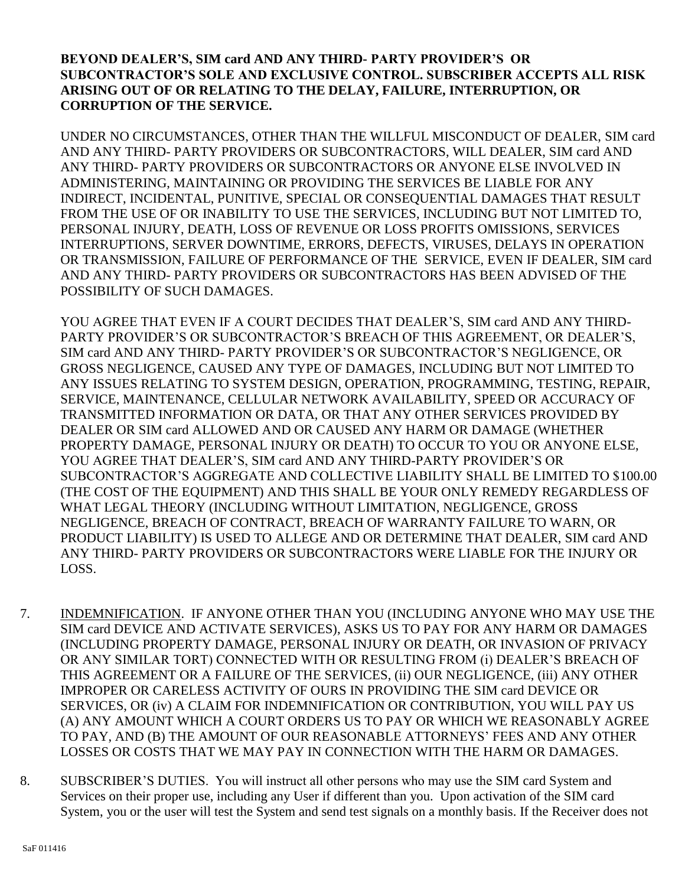**BEYOND DEALER'S, SIM card AND ANY THIRD- PARTY PROVIDER'S OR SUBCONTRACTOR'S SOLE AND EXCLUSIVE CONTROL. SUBSCRIBER ACCEPTS ALL RISK ARISING OUT OF OR RELATING TO THE DELAY, FAILURE, INTERRUPTION, OR CORRUPTION OF THE SERVICE.**

UNDER NO CIRCUMSTANCES, OTHER THAN THE WILLFUL MISCONDUCT OF DEALER, SIM card AND ANY THIRD- PARTY PROVIDERS OR SUBCONTRACTORS, WILL DEALER, SIM card AND ANY THIRD- PARTY PROVIDERS OR SUBCONTRACTORS OR ANYONE ELSE INVOLVED IN ADMINISTERING, MAINTAINING OR PROVIDING THE SERVICES BE LIABLE FOR ANY INDIRECT, INCIDENTAL, PUNITIVE, SPECIAL OR CONSEQUENTIAL DAMAGES THAT RESULT FROM THE USE OF OR INABILITY TO USE THE SERVICES, INCLUDING BUT NOT LIMITED TO, PERSONAL INJURY, DEATH, LOSS OF REVENUE OR LOSS PROFITS OMISSIONS, SERVICES INTERRUPTIONS, SERVER DOWNTIME, ERRORS, DEFECTS, VIRUSES, DELAYS IN OPERATION OR TRANSMISSION, FAILURE OF PERFORMANCE OF THE SERVICE, EVEN IF DEALER, SIM card AND ANY THIRD- PARTY PROVIDERS OR SUBCONTRACTORS HAS BEEN ADVISED OF THE POSSIBILITY OF SUCH DAMAGES.

YOU AGREE THAT EVEN IF A COURT DECIDES THAT DEALER'S, SIM card AND ANY THIRD-PARTY PROVIDER'S OR SUBCONTRACTOR'S BREACH OF THIS AGREEMENT, OR DEALER'S, SIM card AND ANY THIRD- PARTY PROVIDER'S OR SUBCONTRACTOR'S NEGLIGENCE, OR GROSS NEGLIGENCE, CAUSED ANY TYPE OF DAMAGES, INCLUDING BUT NOT LIMITED TO ANY ISSUES RELATING TO SYSTEM DESIGN, OPERATION, PROGRAMMING, TESTING, REPAIR, SERVICE, MAINTENANCE, CELLULAR NETWORK AVAILABILITY, SPEED OR ACCURACY OF TRANSMITTED INFORMATION OR DATA, OR THAT ANY OTHER SERVICES PROVIDED BY DEALER OR SIM card ALLOWED AND OR CAUSED ANY HARM OR DAMAGE (WHETHER PROPERTY DAMAGE, PERSONAL INJURY OR DEATH) TO OCCUR TO YOU OR ANYONE ELSE, YOU AGREE THAT DEALER'S, SIM card AND ANY THIRD-PARTY PROVIDER'S OR SUBCONTRACTOR'S AGGREGATE AND COLLECTIVE LIABILITY SHALL BE LIMITED TO $100.00 (THE COST OF THE EQUIPMENT) AND THIS SHALL BE YOUR ONLY REMEDY REGARDLESS OF WHAT LEGAL THEORY (INCLUDING WITHOUT LIMITATION, NEGLIGENCE, GROSS NEGLIGENCE, BREACH OF CONTRACT, BREACH OF WARRANTY FAILURE TO WARN, OR PRODUCT LIABILITY) IS USED TO ALLEGE AND OR DETERMINE THAT DEALER, SIM card AND ANY THIRD- PARTY PROVIDERS OR SUBCONTRACTORS WERE LIABLE FOR THE INJURY OR LOSS.

7. INDEMNIFICATION. IF ANYONE OTHER THAN YOU (INCLUDING ANYONE WHO MAY USE THE SIM card DEVICE AND ACTIVATE SERVICES), ASKS US TO PAY FOR ANY HARM OR DAMAGES (INCLUDING PROPERTY DAMAGE, PERSONAL INJURY OR DEATH, OR INVASION OF PRIVACY OR ANY SIMILAR TORT) CONNECTED WITH OR RESULTING FROM (i) DEALER'S BREACH OF THIS AGREEMENT OR A FAILURE OF THE SERVICES, (ii) OUR NEGLIGENCE, (iii) ANY OTHER IMPROPER OR CARELESS ACTIVITY OF OURS IN PROVIDING THE SIM card DEVICE OR SERVICES, OR (iv) A CLAIM FOR INDEMNIFICATION OR CONTRIBUTION, YOU WILL PAY US (A) ANY AMOUNT WHICH A COURT ORDERS US TO PAY OR WHICH WE REASONABLY AGREE TO PAY, AND (B) THE AMOUNT OF OUR REASONABLE ATTORNEYS' FEES AND ANY OTHER LOSSES OR COSTS THAT WE MAY PAY IN CONNECTION WITH THE HARM OR DAMAGES.

8. SUBSCRIBER'S DUTIES. You will instruct all other persons who may use the SIM card System and Services on their proper use, including any User if different than you. Upon activation of the SIM card System, you or the user will test the System and send test signals on a monthly basis. If the Receiver does not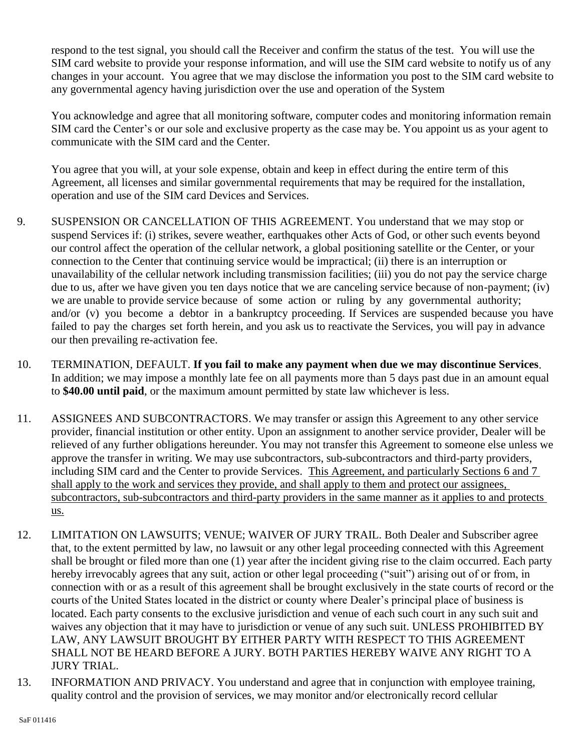respond to the test signal, you should call the Receiver and confirm the status of the test. You will use the SIM card website to provide your response information, and will use the SIM card website to notify us of any changes in your account. You agree that we may disclose the information you post to the SIM card website to any governmental agency having jurisdiction over the use and operation of the System

You acknowledge and agree that all monitoring software, computer codes and monitoring information remain SIM card the Center's or our sole and exclusive property as the case may be. You appoint us as your agent to communicate with the SIM card and the Center.

You agree that you will, at your sole expense, obtain and keep in effect during the entire term of this Agreement, all licenses and similar governmental requirements that may be required for the installation, operation and use of the SIM card Devices and Services.

9. SUSPENSION OR CANCELLATION OF THIS AGREEMENT. You understand that we may stop or suspend Services if: (i) strikes, severe weather, earthquakes other Acts of God, or other such events beyond our control affect the operation of the cellular network, a global positioning satellite or the Center, or your connection to the Center that continuing service would be impractical; (ii) there is an interruption or unavailability of the cellular network including transmission facilities; (iii) you do not pay the service charge due to us, after we have given you ten days notice that we are canceling service because of non-payment; (iv) we are unable to provide service because of some action or ruling by any governmental authority; and/or (v) you become a debtor in a bankruptcy proceeding. If Services are suspended because you have failed to pay the charges set forth herein, and you ask us to reactivate the Services, you will pay in advance our then prevailing re-activation fee.

10. TERMINATION, DEFAULT. **If you fail to make any payment when due we may discontinue Services**. In addition; we may impose a monthly late fee on all payments more than 5 days past due in an amount equal to **$40.00 until paid**, or the maximum amount permitted by state law whichever is less.

11. ASSIGNEES AND SUBCONTRACTORS. We may transfer or assign this Agreement to any other service provider, financial institution or other entity. Upon an assignment to another service provider, Dealer will be relieved of any further obligations hereunder. You may not transfer this Agreement to someone else unless we approve the transfer in writing. We may use subcontractors, sub-subcontractors and third-party providers, including SIM card and the Center to provide Services. <u>This Agreement, and particularly Sections 6 and 7 shall apply to the work and services they provide, and shall apply to them and protect our assignees, subcontractors, sub-subcontractors and third-party providers in the same manner as it applies to and protects us.</u>

12. LIMITATION ON LAWSUITS; VENUE; WAIVER OF JURY TRAIL. Both Dealer and Subscriber agree that, to the extent permitted by law, no lawsuit or any other legal proceeding connected with this Agreement shall be brought or filed more than one (1) year after the incident giving rise to the claim occurred. Each party hereby irrevocably agrees that any suit, action or other legal proceeding ("suit") arising out of or from, in connection with or as a result of this agreement shall be brought exclusively in the state courts of record or the courts of the United States located in the district or county where Dealer's principal place of business is located. Each party consents to the exclusive jurisdiction and venue of each such court in any such suit and waives any objection that it may have to jurisdiction or venue of any such suit. UNLESS PROHIBITED BY LAW, ANY LAWSUIT BROUGHT BY EITHER PARTY WITH RESPECT TO THIS AGREEMENT SHALL NOT BE HEARD BEFORE A JURY. BOTH PARTIES HEREBY WAIVE ANY RIGHT TO A JURY TRIAL.

13. INFORMATION AND PRIVACY. You understand and agree that in conjunction with employee training, quality control and the provision of services, we may monitor and/or electronically record cellular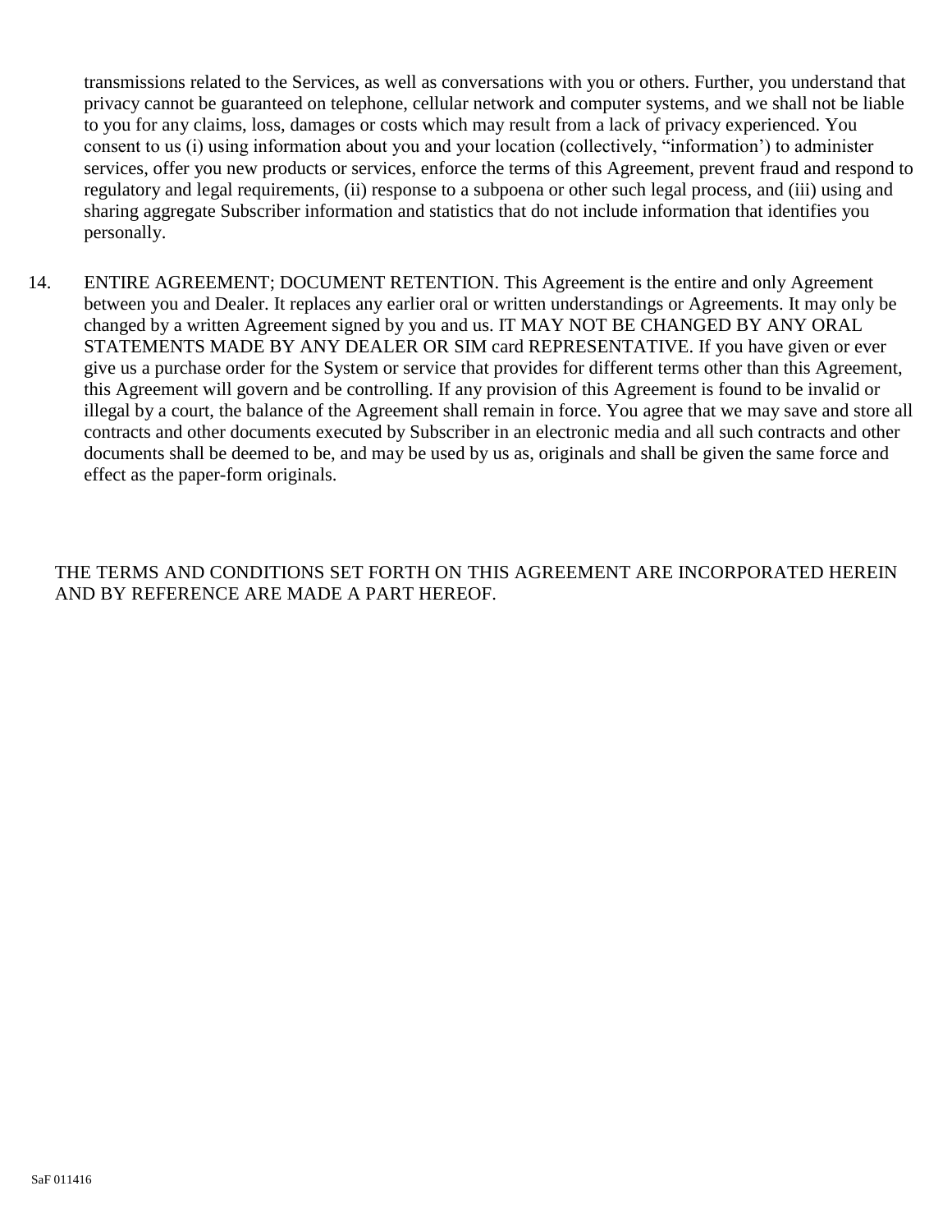transmissions related to the Services, as well as conversations with you or others. Further, you understand that privacy cannot be guaranteed on telephone, cellular network and computer systems, and we shall not be liable to you for any claims, loss, damages or costs which may result from a lack of privacy experienced. You consent to us (i) using information about you and your location (collectively, "information') to administer services, offer you new products or services, enforce the terms of this Agreement, prevent fraud and respond to regulatory and legal requirements, (ii) response to a subpoena or other such legal process, and (iii) using and sharing aggregate Subscriber information and statistics that do not include information that identifies you personally.

14. ENTIRE AGREEMENT; DOCUMENT RETENTION. This Agreement is the entire and only Agreement between you and Dealer. It replaces any earlier oral or written understandings or Agreements. It may only be changed by a written Agreement signed by you and us. IT MAY NOT BE CHANGED BY ANY ORAL STATEMENTS MADE BY ANY DEALER OR SIM card REPRESENTATIVE. If you have given or ever give us a purchase order for the System or service that provides for different terms other than this Agreement, this Agreement will govern and be controlling. If any provision of this Agreement is found to be invalid or illegal by a court, the balance of the Agreement shall remain in force. You agree that we may save and store all contracts and other documents executed by Subscriber in an electronic media and all such contracts and other documents shall be deemed to be, and may be used by us as, originals and shall be given the same force and effect as the paper-form originals.

THE TERMS AND CONDITIONS SET FORTH ON THIS AGREEMENT ARE INCORPORATED HEREIN AND BY REFERENCE ARE MADE A PART HEREOF.

SaF 011416